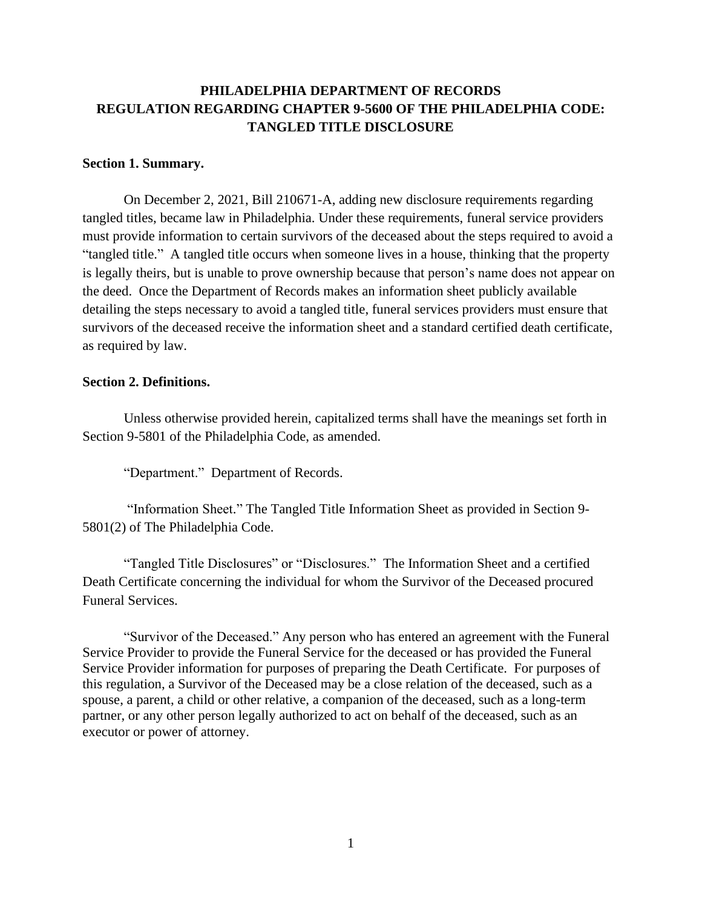# PHILADELPHIA DEPARTMENT OF RECORDS
# REGULATION REGARDING CHAPTER 9-5600 OF THE PHILADELPHIA CODE: TANGLED TITLE DISCLOSURE

**Section 1. Summary.**

On December 2, 2021, Bill 210671-A, adding new disclosure requirements regarding tangled titles, became law in Philadelphia. Under these requirements, funeral service providers must provide information to certain survivors of the deceased about the steps required to avoid a "tangled title." A tangled title occurs when someone lives in a house, thinking that the property is legally theirs, but is unable to prove ownership because that person's name does not appear on the deed. Once the Department of Records makes an information sheet publicly available detailing the steps necessary to avoid a tangled title, funeral services providers must ensure that survivors of the deceased receive the information sheet and a standard certified death certificate, as required by law.

**Section 2. Definitions.**

Unless otherwise provided herein, capitalized terms shall have the meanings set forth in Section 9-5801 of the Philadelphia Code, as amended.

"Department." Department of Records.

"Information Sheet." The Tangled Title Information Sheet as provided in Section 9-5801(2) of The Philadelphia Code.

"Tangled Title Disclosures" or "Disclosures." The Information Sheet and a certified Death Certificate concerning the individual for whom the Survivor of the Deceased procured Funeral Services.

"Survivor of the Deceased." Any person who has entered an agreement with the Funeral Service Provider to provide the Funeral Service for the deceased or has provided the Funeral Service Provider information for purposes of preparing the Death Certificate. For purposes of this regulation, a Survivor of the Deceased may be a close relation of the deceased, such as a spouse, a parent, a child or other relative, a companion of the deceased, such as a long-term partner, or any other person legally authorized to act on behalf of the deceased, such as an executor or power of attorney.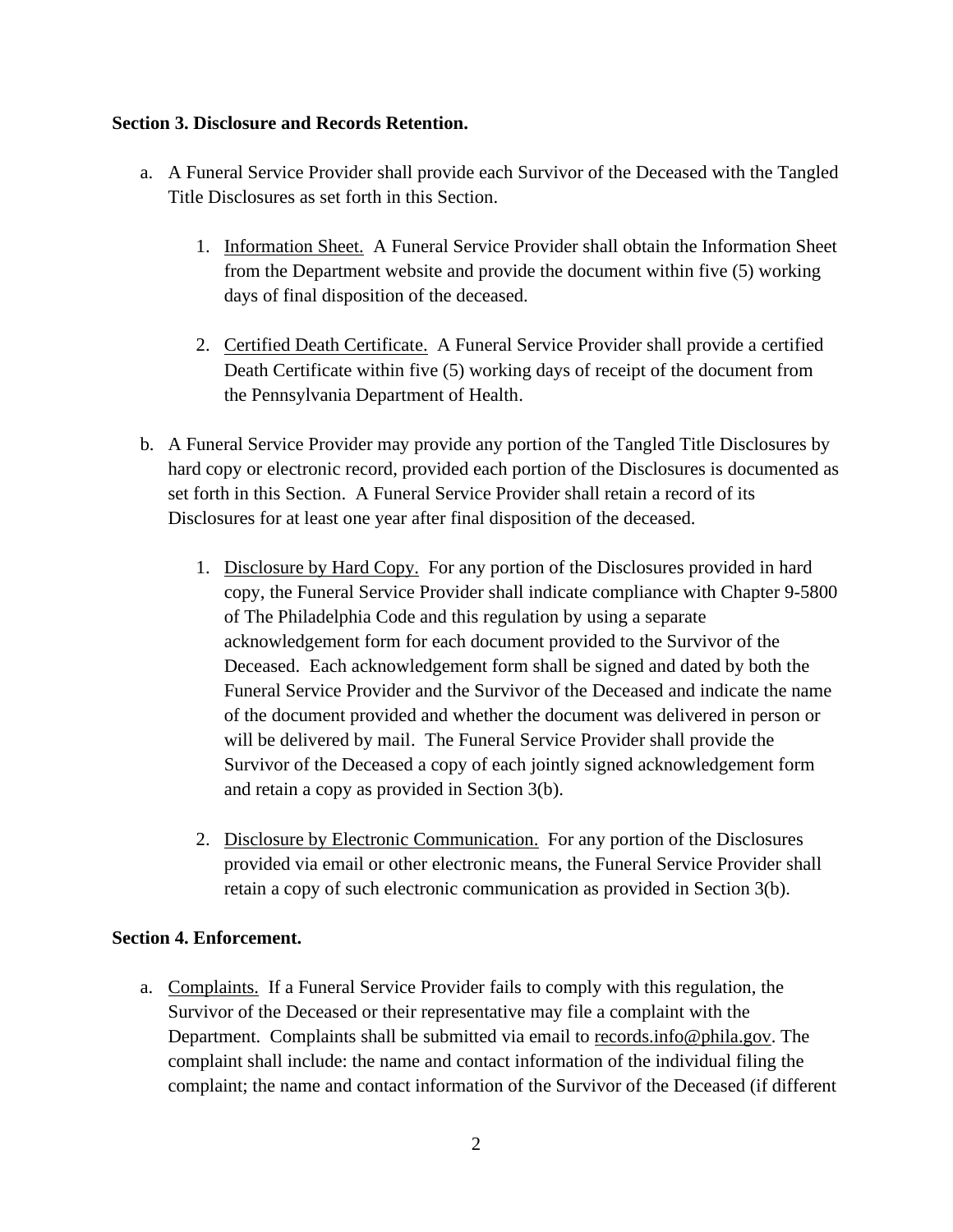**Section 3. Disclosure and Records Retention.**

a. A Funeral Service Provider shall provide each Survivor of the Deceased with the Tangled Title Disclosures as set forth in this Section.

   1. Information Sheet. A Funeral Service Provider shall obtain the Information Sheet from the Department website and provide the document within five (5) working days of final disposition of the deceased.

   2. Certified Death Certificate. A Funeral Service Provider shall provide a certified Death Certificate within five (5) working days of receipt of the document from the Pennsylvania Department of Health.

b. A Funeral Service Provider may provide any portion of the Tangled Title Disclosures by hard copy or electronic record, provided each portion of the Disclosures is documented as set forth in this Section. A Funeral Service Provider shall retain a record of its Disclosures for at least one year after final disposition of the deceased.

   1. Disclosure by Hard Copy. For any portion of the Disclosures provided in hard copy, the Funeral Service Provider shall indicate compliance with Chapter 9-5800 of The Philadelphia Code and this regulation by using a separate acknowledgement form for each document provided to the Survivor of the Deceased. Each acknowledgement form shall be signed and dated by both the Funeral Service Provider and the Survivor of the Deceased and indicate the name of the document provided and whether the document was delivered in person or will be delivered by mail. The Funeral Service Provider shall provide the Survivor of the Deceased a copy of each jointly signed acknowledgement form and retain a copy as provided in Section 3(b).

   2. Disclosure by Electronic Communication. For any portion of the Disclosures provided via email or other electronic means, the Funeral Service Provider shall retain a copy of such electronic communication as provided in Section 3(b).

**Section 4. Enforcement.**

a. Complaints. If a Funeral Service Provider fails to comply with this regulation, the Survivor of the Deceased or their representative may file a complaint with the Department. Complaints shall be submitted via email to records.info@phila.gov. The complaint shall include: the name and contact information of the individual filing the complaint; the name and contact information of the Survivor of the Deceased (if different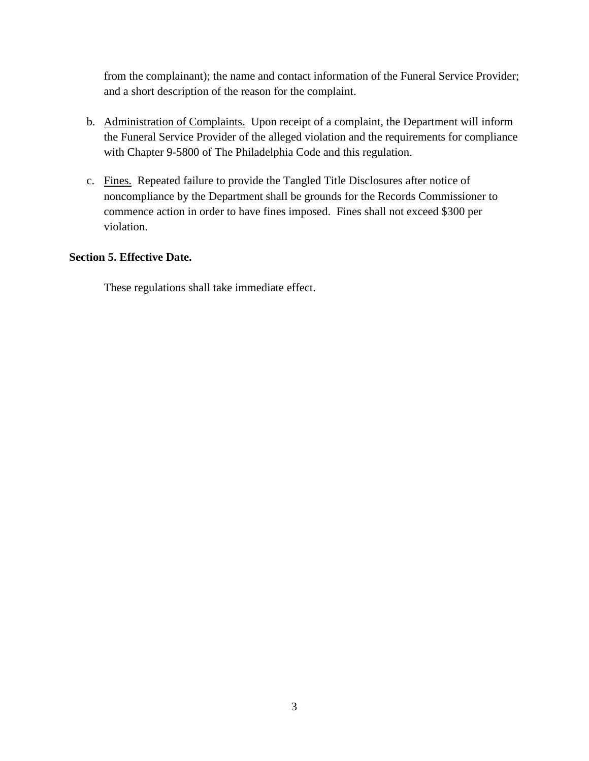from the complainant); the name and contact information of the Funeral Service Provider; and a short description of the reason for the complaint.

b. Administration of Complaints. Upon receipt of a complaint, the Department will inform the Funeral Service Provider of the alleged violation and the requirements for compliance with Chapter 9-5800 of The Philadelphia Code and this regulation.

c. Fines. Repeated failure to provide the Tangled Title Disclosures after notice of noncompliance by the Department shall be grounds for the Records Commissioner to commence action in order to have fines imposed. Fines shall not exceed $300 per violation.

**Section 5. Effective Date.**

These regulations shall take immediate effect.